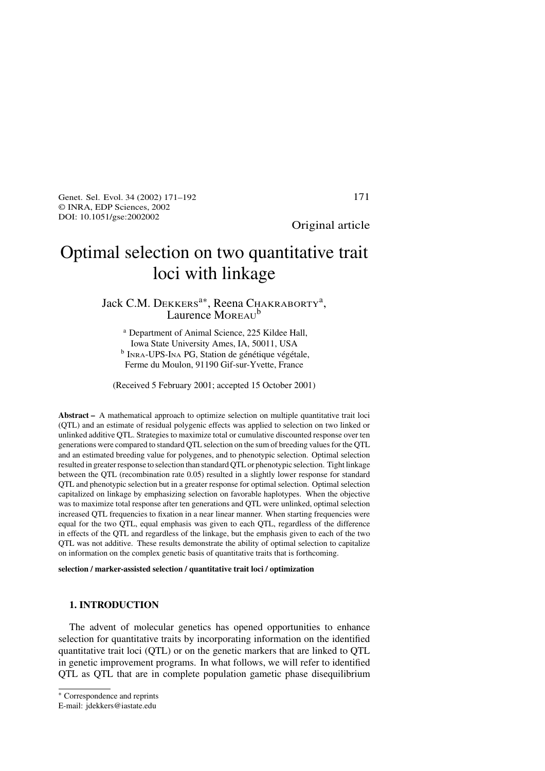Original article

# Optimal selection on two quantitative trait loci with linkage

Jack C.M. DEKKERS[a*], Reena CHAKRABORTY[a], Laurence MOREAU[b]

[a] Department of Animal Science, 225 Kildee Hall, Iowa State University Ames, IA, 50011, USA
[b] INRA-UPS-INA PG, Station de génétique végétale, Ferme du Moulon, 91190 Gif-sur-Yvette, France

(Received 5 February 2001; accepted 15 October 2001)

**Abstract –** A mathematical approach to optimize selection on multiple quantitative trait loci (QTL) and an estimate of residual polygenic effects was applied to selection on two linked or unlinked additive QTL. Strategies to maximize total or cumulative discounted response over ten generations were compared to standard QTL selection on the sum of breeding values for the QTL and an estimated breeding value for polygenes, and to phenotypic selection. Optimal selection resulted in greater response to selection than standard QTL or phenotypic selection. Tight linkage between the QTL (recombination rate 0.05) resulted in a slightly lower response for standard QTL and phenotypic selection but in a greater response for optimal selection. Optimal selection capitalized on linkage by emphasizing selection on favorable haplotypes. When the objective was to maximize total response after ten generations and QTL were unlinked, optimal selection increased QTL frequencies to fixation in a near linear manner. When starting frequencies were equal for the two QTL, equal emphasis was given to each QTL, regardless of the difference in effects of the QTL and regardless of the linkage, but the emphasis given to each of the two QTL was not additive. These results demonstrate the ability of optimal selection to capitalize on information on the complex genetic basis of quantitative traits that is forthcoming.

**selection / marker-assisted selection / quantitative trait loci / optimization**

## 1. INTRODUCTION

The advent of molecular genetics has opened opportunities to enhance selection for quantitative traits by incorporating information on the identified quantitative trait loci (QTL) or on the genetic markers that are linked to QTL in genetic improvement programs. In what follows, we will refer to identified QTL as QTL that are in complete population gametic phase disequilibrium

---

* Correspondence and reprints
E-mail: jdekkers@iastate.edu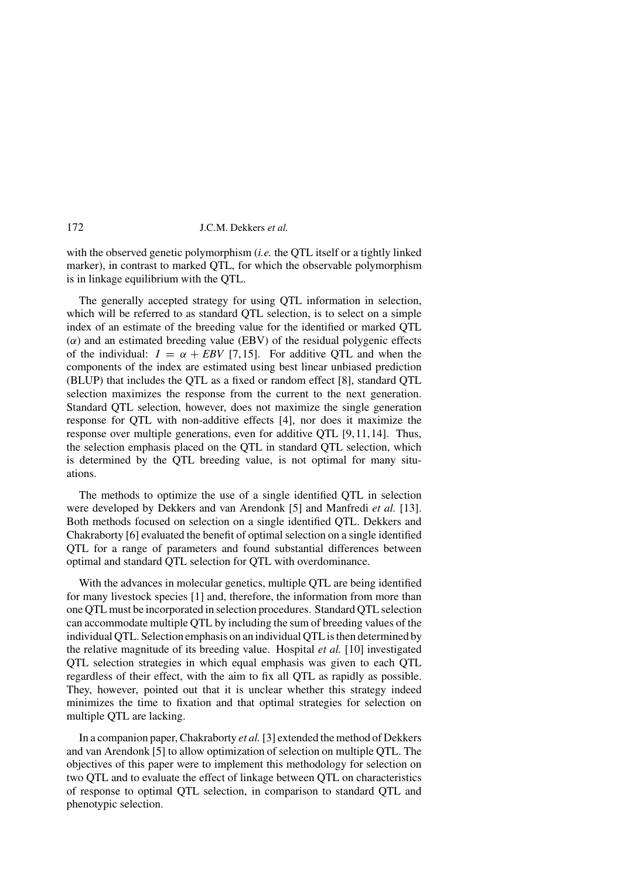with the observed genetic polymorphism (*i.e.* the QTL itself or a tightly linked marker), in contrast to marked QTL, for which the observable polymorphism is in linkage equilibrium with the QTL.

The generally accepted strategy for using QTL information in selection, which will be referred to as standard QTL selection, is to select on a simple index of an estimate of the breeding value for the identified or marked QTL ($\alpha$) and an estimated breeding value (EBV) of the residual polygenic effects of the individual: $I = \alpha + EBV$ [7,15]. For additive QTL and when the components of the index are estimated using best linear unbiased prediction (BLUP) that includes the QTL as a fixed or random effect [8], standard QTL selection maximizes the response from the current to the next generation. Standard QTL selection, however, does not maximize the single generation response for QTL with non-additive effects [4], nor does it maximize the response over multiple generations, even for additive QTL [9,11,14]. Thus, the selection emphasis placed on the QTL in standard QTL selection, which is determined by the QTL breeding value, is not optimal for many situations.

The methods to optimize the use of a single identified QTL in selection were developed by Dekkers and van Arendonk [5] and Manfredi *et al.* [13]. Both methods focused on selection on a single identified QTL. Dekkers and Chakraborty [6] evaluated the benefit of optimal selection on a single identified QTL for a range of parameters and found substantial differences between optimal and standard QTL selection for QTL with overdominance.

With the advances in molecular genetics, multiple QTL are being identified for many livestock species [1] and, therefore, the information from more than one QTL must be incorporated in selection procedures. Standard QTL selection can accommodate multiple QTL by including the sum of breeding values of the individual QTL. Selection emphasis on an individual QTL is then determined by the relative magnitude of its breeding value. Hospital *et al.* [10] investigated QTL selection strategies in which equal emphasis was given to each QTL regardless of their effect, with the aim to fix all QTL as rapidly as possible. They, however, pointed out that it is unclear whether this strategy indeed minimizes the time to fixation and that optimal strategies for selection on multiple QTL are lacking.

In a companion paper, Chakraborty *et al.* [3] extended the method of Dekkers and van Arendonk [5] to allow optimization of selection on multiple QTL. The objectives of this paper were to implement this methodology for selection on two QTL and to evaluate the effect of linkage between QTL on characteristics of response to optimal QTL selection, in comparison to standard QTL and phenotypic selection.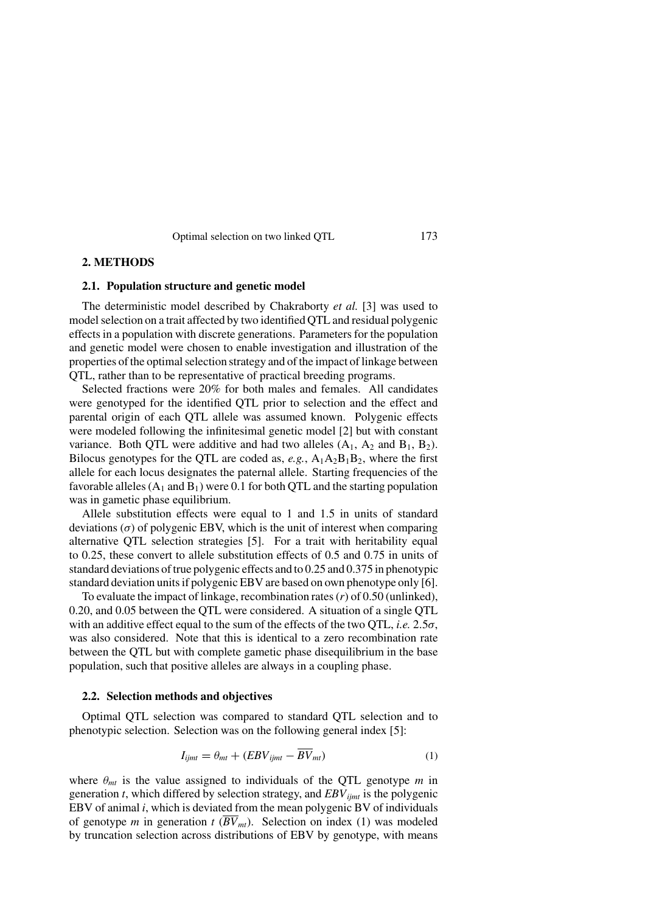## 2. METHODS

### 2.1. Population structure and genetic model

The deterministic model described by Chakraborty *et al.* [3] was used to model selection on a trait affected by two identified QTL and residual polygenic effects in a population with discrete generations. Parameters for the population and genetic model were chosen to enable investigation and illustration of the properties of the optimal selection strategy and of the impact of linkage between QTL, rather than to be representative of practical breeding programs.

Selected fractions were 20% for both males and females. All candidates were genotyped for the identified QTL prior to selection and the effect and parental origin of each QTL allele was assumed known. Polygenic effects were modeled following the infinitesimal genetic model [2] but with constant variance. Both QTL were additive and had two alleles ($A_1$, $A_2$ and $B_1$, $B_2$). Bilocus genotypes for the QTL are coded as, *e.g.*, $A_1A_2B_1B_2$, where the first allele for each locus designates the paternal allele. Starting frequencies of the favorable alleles ($A_1$ and $B_1$) were 0.1 for both QTL and the starting population was in gametic phase equilibrium.

Allele substitution effects were equal to 1 and 1.5 in units of standard deviations ($\sigma$) of polygenic EBV, which is the unit of interest when comparing alternative QTL selection strategies [5]. For a trait with heritability equal to 0.25, these convert to allele substitution effects of 0.5 and 0.75 in units of standard deviations of true polygenic effects and to 0.25 and 0.375 in phenotypic standard deviation units if polygenic EBV are based on own phenotype only [6].

To evaluate the impact of linkage, recombination rates ($r$) of 0.50 (unlinked), 0.20, and 0.05 between the QTL were considered. A situation of a single QTL with an additive effect equal to the sum of the effects of the two QTL, *i.e.* $2.5\sigma$, was also considered. Note that this is identical to a zero recombination rate between the QTL but with complete gametic phase disequilibrium in the base population, such that positive alleles are always in a coupling phase.

### 2.2. Selection methods and objectives

Optimal QTL selection was compared to standard QTL selection and to phenotypic selection. Selection was on the following general index [5]:

$$I_{ijmt} = \theta_{mt} + (EBV_{ijmt} - \overline{BV}_{mt}) \tag{1}$$

where $\theta_{mt}$ is the value assigned to individuals of the QTL genotype $m$ in generation $t$, which differed by selection strategy, and $EBV_{ijmt}$ is the polygenic EBV of animal $i$, which is deviated from the mean polygenic BV of individuals of genotype $m$ in generation $t$ ($\overline{BV}_{mt}$). Selection on index (1) was modeled by truncation selection across distributions of EBV by genotype, with means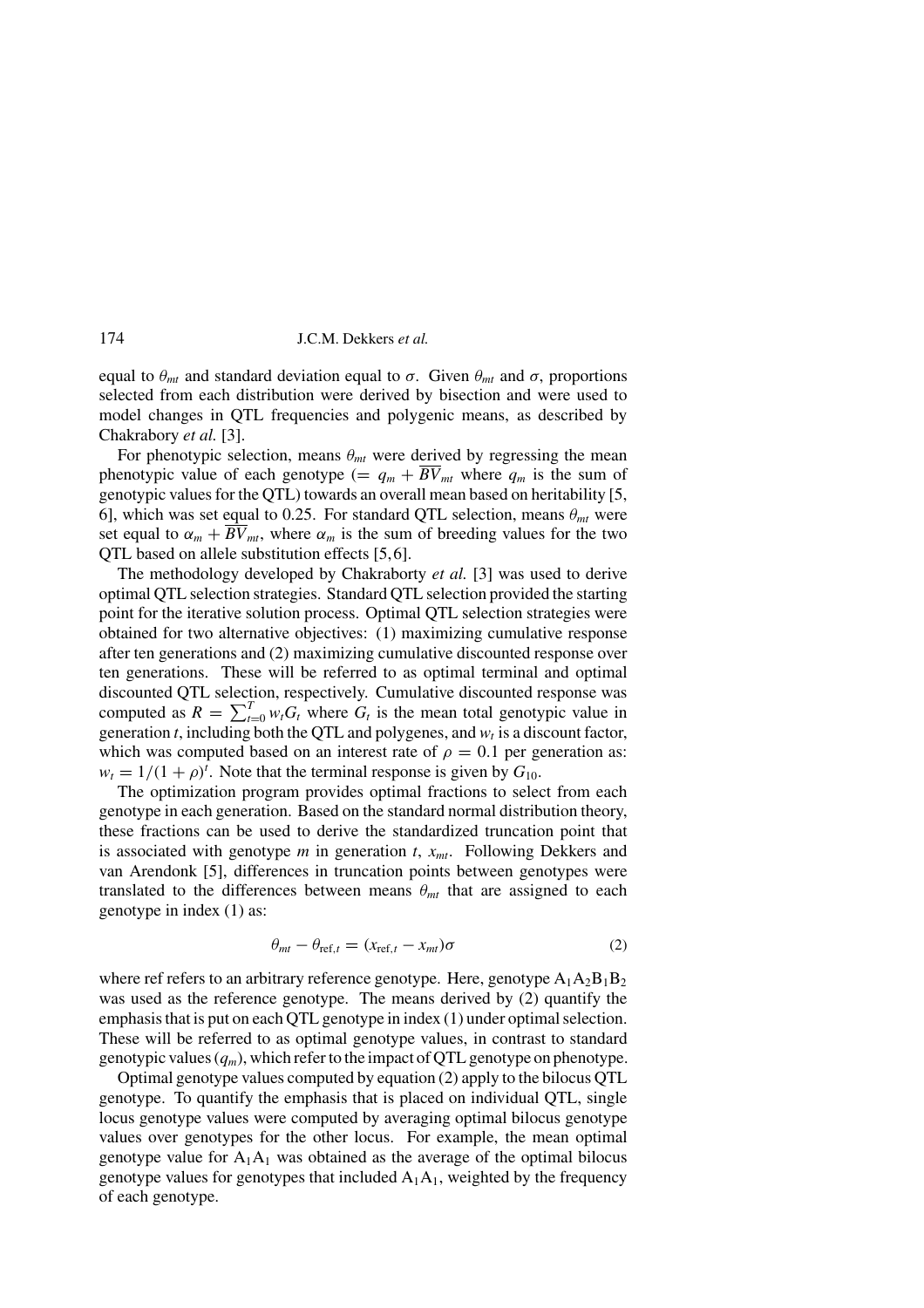equal to $\theta_{mt}$ and standard deviation equal to $\sigma$. Given $\theta_{mt}$ and $\sigma$, proportions selected from each distribution were derived by bisection and were used to model changes in QTL frequencies and polygenic means, as described by Chakrabory *et al.* [3].

For phenotypic selection, means $\theta_{mt}$ were derived by regressing the mean phenotypic value of each genotype ($= q_m + \overline{BV}_{mt}$ where $q_m$ is the sum of genotypic values for the QTL) towards an overall mean based on heritability [5, 6], which was set equal to 0.25. For standard QTL selection, means $\theta_{mt}$ were set equal to $\alpha_m + \overline{BV}_{mt}$, where $\alpha_m$ is the sum of breeding values for the two QTL based on allele substitution effects [5,6].

The methodology developed by Chakraborty *et al.* [3] was used to derive optimal QTL selection strategies. Standard QTL selection provided the starting point for the iterative solution process. Optimal QTL selection strategies were obtained for two alternative objectives: (1) maximizing cumulative response after ten generations and (2) maximizing cumulative discounted response over ten generations. These will be referred to as optimal terminal and optimal discounted QTL selection, respectively. Cumulative discounted response was computed as $R = \sum_{t=0}^{T} w_t G_t$ where $G_t$ is the mean total genotypic value in generation $t$, including both the QTL and polygenes, and $w_t$ is a discount factor, which was computed based on an interest rate of $\rho = 0.1$ per generation as: $w_t = 1/(1+\rho)^t$. Note that the terminal response is given by $G_{10}$.

The optimization program provides optimal fractions to select from each genotype in each generation. Based on the standard normal distribution theory, these fractions can be used to derive the standardized truncation point that is associated with genotype $m$ in generation $t$, $x_{mt}$. Following Dekkers and van Arendonk [5], differences in truncation points between genotypes were translated to the differences between means $\theta_{mt}$ that are assigned to each genotype in index (1) as:

$$\theta_{mt} - \theta_{\text{ref},t} = (x_{\text{ref},t} - x_{mt})\sigma \tag{2}$$

where ref refers to an arbitrary reference genotype. Here, genotype $A_1A_2B_1B_2$ was used as the reference genotype. The means derived by (2) quantify the emphasis that is put on each QTL genotype in index (1) under optimal selection. These will be referred to as optimal genotype values, in contrast to standard genotypic values ($q_m$), which refer to the impact of QTL genotype on phenotype.

Optimal genotype values computed by equation (2) apply to the bilocus QTL genotype. To quantify the emphasis that is placed on individual QTL, single locus genotype values were computed by averaging optimal bilocus genotype values over genotypes for the other locus. For example, the mean optimal genotype value for $A_1A_1$ was obtained as the average of the optimal bilocus genotype values for genotypes that included $A_1A_1$, weighted by the frequency of each genotype.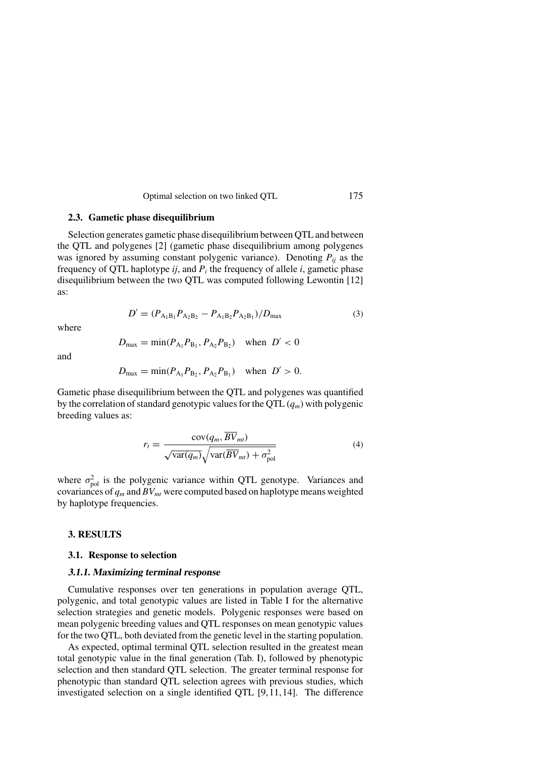### 2.3. Gametic phase disequilibrium

Selection generates gametic phase disequilibrium between QTL and between the QTL and polygenes [2] (gametic phase disequilibrium among polygenes was ignored by assuming constant polygenic variance). Denoting $P_{ij}$ as the frequency of QTL haplotype *ij*, and $P_i$ the frequency of allele *i*, gametic phase disequilibrium between the two QTL was computed following Lewontin [12] as:

$$D' = (P_{A_1B_1}P_{A_2B_2} - P_{A_1B_2}P_{A_2B_1})/D_{\max} \tag{3}$$

where

$$D_{\max} = \min(P_{A_1}P_{B_1}, P_{A_2}P_{B_2}) \quad \text{when } D' < 0$$

and

$$D_{\max} = \min(P_{A_1}P_{B_2}, P_{A_2}P_{B_1}) \quad \text{when } D' > 0.$$

Gametic phase disequilibrium between the QTL and polygenes was quantified by the correlation of standard genotypic values for the QTL ($q_m$) with polygenic breeding values as:

$$r_t = \frac{\text{cov}(q_m, \overline{BV}_{mt})}{\sqrt{\text{var}(q_m)}\sqrt{\text{var}(\overline{BV}_{mt}) + \sigma^2_{\text{pol}}}} \tag{4}$$

where $\sigma^2_{\text{pol}}$ is the polygenic variance within QTL genotype. Variances and covariances of $q_m$ and $BV_{mt}$ were computed based on haplotype means weighted by haplotype frequencies.

## 3. RESULTS

### 3.1. Response to selection

#### *3.1.1. Maximizing terminal response*

Cumulative responses over ten generations in population average QTL, polygenic, and total genotypic values are listed in Table I for the alternative selection strategies and genetic models. Polygenic responses were based on mean polygenic breeding values and QTL responses on mean genotypic values for the two QTL, both deviated from the genetic level in the starting population.

As expected, optimal terminal QTL selection resulted in the greatest mean total genotypic value in the final generation (Tab. I), followed by phenotypic selection and then standard QTL selection. The greater terminal response for phenotypic than standard QTL selection agrees with previous studies, which investigated selection on a single identified QTL [9, 11, 14]. The difference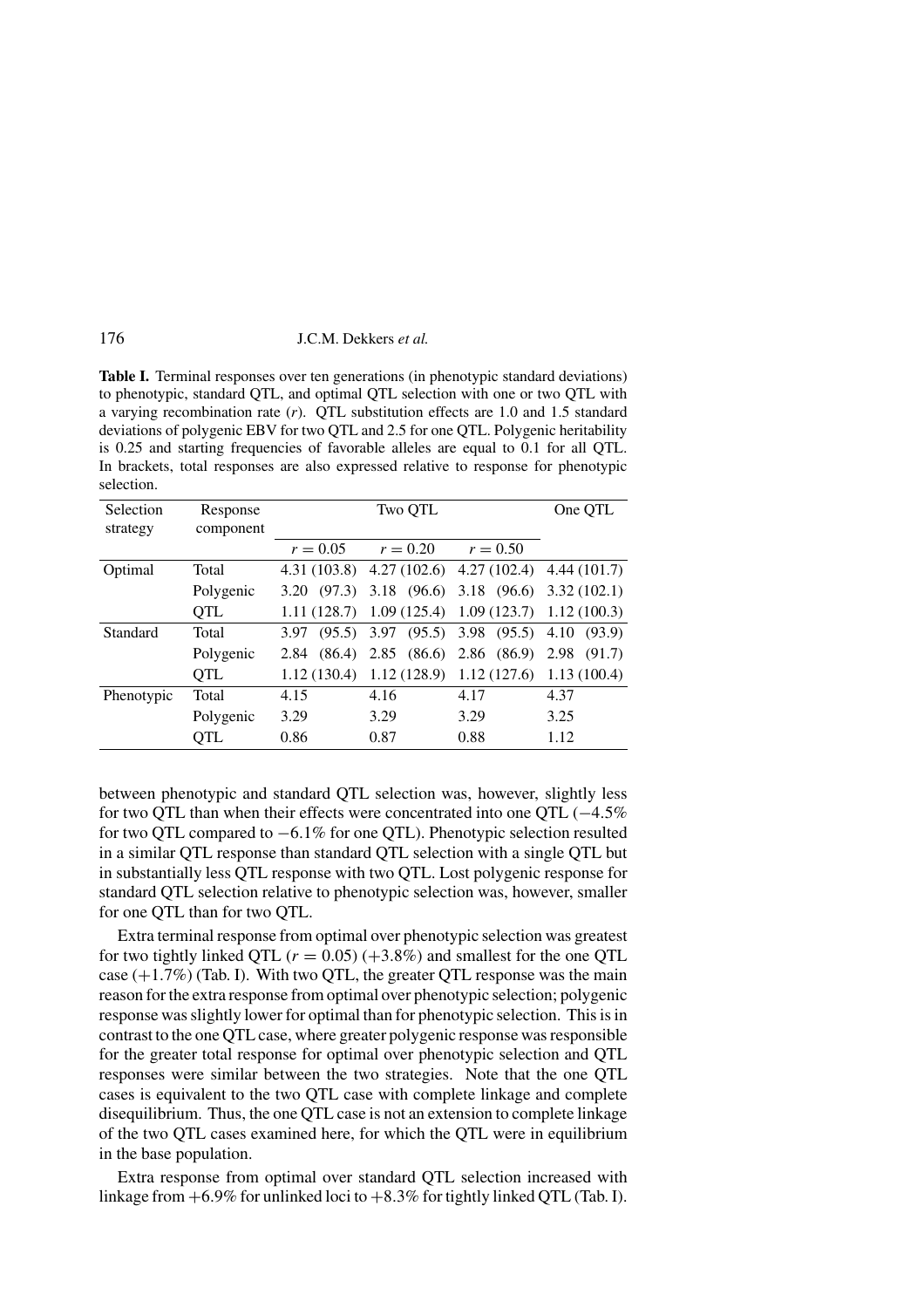**Table I.** Terminal responses over ten generations (in phenotypic standard deviations) to phenotypic, standard QTL, and optimal QTL selection with one or two QTL with a varying recombination rate ($r$). QTL substitution effects are 1.0 and 1.5 standard deviations of polygenic EBV for two QTL and 2.5 for one QTL. Polygenic heritability is 0.25 and starting frequencies of favorable alleles are equal to 0.1 for all QTL. In brackets, total responses are also expressed relative to response for phenotypic selection.

| Selection strategy | Response component | Two QTL | | | One QTL |
|---|---|---|---|---|---|
| | | $r = 0.05$ | $r = 0.20$ | $r = 0.50$ | |
| Optimal | Total | 4.31 (103.8) | 4.27 (102.6) | 4.27 (102.4) | 4.44 (101.7) |
| | Polygenic | 3.20 (97.3) | 3.18 (96.6) | 3.18 (96.6) | 3.32 (102.1) |
| | QTL | 1.11 (128.7) | 1.09 (125.4) | 1.09 (123.7) | 1.12 (100.3) |
| Standard | Total | 3.97 (95.5) | 3.97 (95.5) | 3.98 (95.5) | 4.10 (93.9) |
| | Polygenic | 2.84 (86.4) | 2.85 (86.6) | 2.86 (86.9) | 2.98 (91.7) |
| | QTL | 1.12 (130.4) | 1.12 (128.9) | 1.12 (127.6) | 1.13 (100.4) |
| Phenotypic | Total | 4.15 | 4.16 | 4.17 | 4.37 |
| | Polygenic | 3.29 | 3.29 | 3.29 | 3.25 |
| | QTL | 0.86 | 0.87 | 0.88 | 1.12 |

between phenotypic and standard QTL selection was, however, slightly less for two QTL than when their effects were concentrated into one QTL (−4.5% for two QTL compared to −6.1% for one QTL). Phenotypic selection resulted in a similar QTL response than standard QTL selection with a single QTL but in substantially less QTL response with two QTL. Lost polygenic response for standard QTL selection relative to phenotypic selection was, however, smaller for one QTL than for two QTL.

Extra terminal response from optimal over phenotypic selection was greatest for two tightly linked QTL ($r = 0.05$) (+3.8%) and smallest for the one QTL case (+1.7%) (Tab. I). With two QTL, the greater QTL response was the main reason for the extra response from optimal over phenotypic selection; polygenic response was slightly lower for optimal than for phenotypic selection. This is in contrast to the one QTL case, where greater polygenic response was responsible for the greater total response for optimal over phenotypic selection and QTL responses were similar between the two strategies. Note that the one QTL cases is equivalent to the two QTL case with complete linkage and complete disequilibrium. Thus, the one QTL case is not an extension to complete linkage of the two QTL cases examined here, for which the QTL were in equilibrium in the base population.

Extra response from optimal over standard QTL selection increased with linkage from +6.9% for unlinked loci to +8.3% for tightly linked QTL (Tab. I).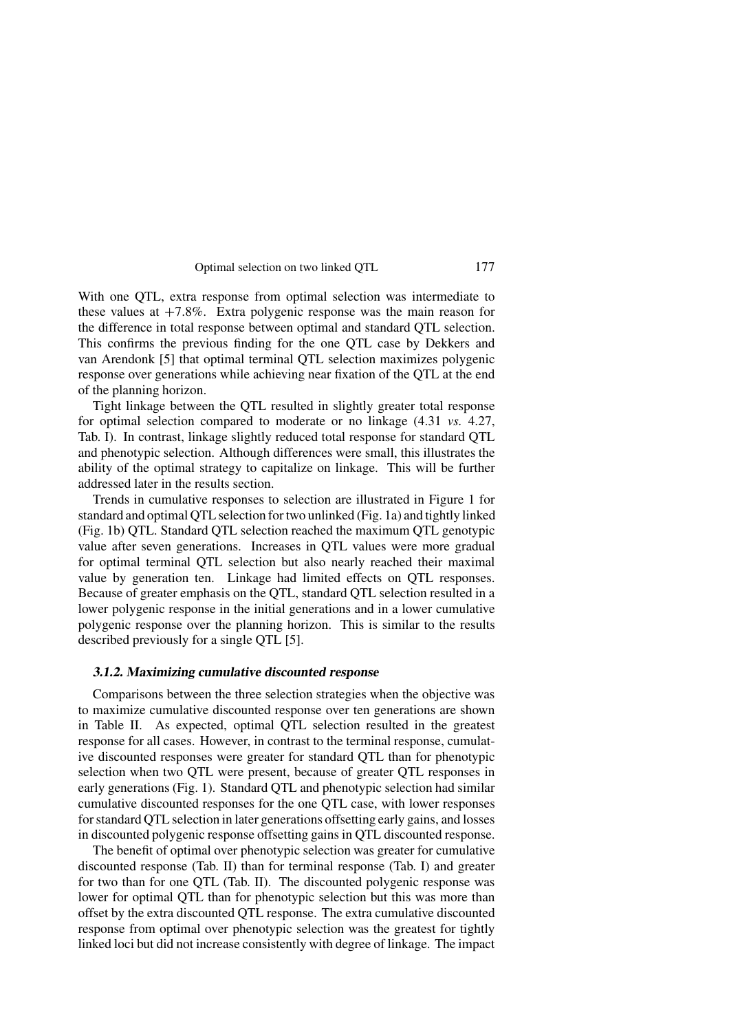With one QTL, extra response from optimal selection was intermediate to these values at $+7.8\%$. Extra polygenic response was the main reason for the difference in total response between optimal and standard QTL selection. This confirms the previous finding for the one QTL case by Dekkers and van Arendonk [5] that optimal terminal QTL selection maximizes polygenic response over generations while achieving near fixation of the QTL at the end of the planning horizon.

Tight linkage between the QTL resulted in slightly greater total response for optimal selection compared to moderate or no linkage (4.31 *vs.* 4.27, Tab. I). In contrast, linkage slightly reduced total response for standard QTL and phenotypic selection. Although differences were small, this illustrates the ability of the optimal strategy to capitalize on linkage. This will be further addressed later in the results section.

Trends in cumulative responses to selection are illustrated in Figure 1 for standard and optimal QTL selection for two unlinked (Fig. 1a) and tightly linked (Fig. 1b) QTL. Standard QTL selection reached the maximum QTL genotypic value after seven generations. Increases in QTL values were more gradual for optimal terminal QTL selection but also nearly reached their maximal value by generation ten. Linkage had limited effects on QTL responses. Because of greater emphasis on the QTL, standard QTL selection resulted in a lower polygenic response in the initial generations and in a lower cumulative polygenic response over the planning horizon. This is similar to the results described previously for a single QTL [5].

### 3.1.2. Maximizing cumulative discounted response

Comparisons between the three selection strategies when the objective was to maximize cumulative discounted response over ten generations are shown in Table II. As expected, optimal QTL selection resulted in the greatest response for all cases. However, in contrast to the terminal response, cumulative discounted responses were greater for standard QTL than for phenotypic selection when two QTL were present, because of greater QTL responses in early generations (Fig. 1). Standard QTL and phenotypic selection had similar cumulative discounted responses for the one QTL case, with lower responses for standard QTL selection in later generations offsetting early gains, and losses in discounted polygenic response offsetting gains in QTL discounted response.

The benefit of optimal over phenotypic selection was greater for cumulative discounted response (Tab. II) than for terminal response (Tab. I) and greater for two than for one QTL (Tab. II). The discounted polygenic response was lower for optimal QTL than for phenotypic selection but this was more than offset by the extra discounted QTL response. The extra cumulative discounted response from optimal over phenotypic selection was the greatest for tightly linked loci but did not increase consistently with degree of linkage. The impact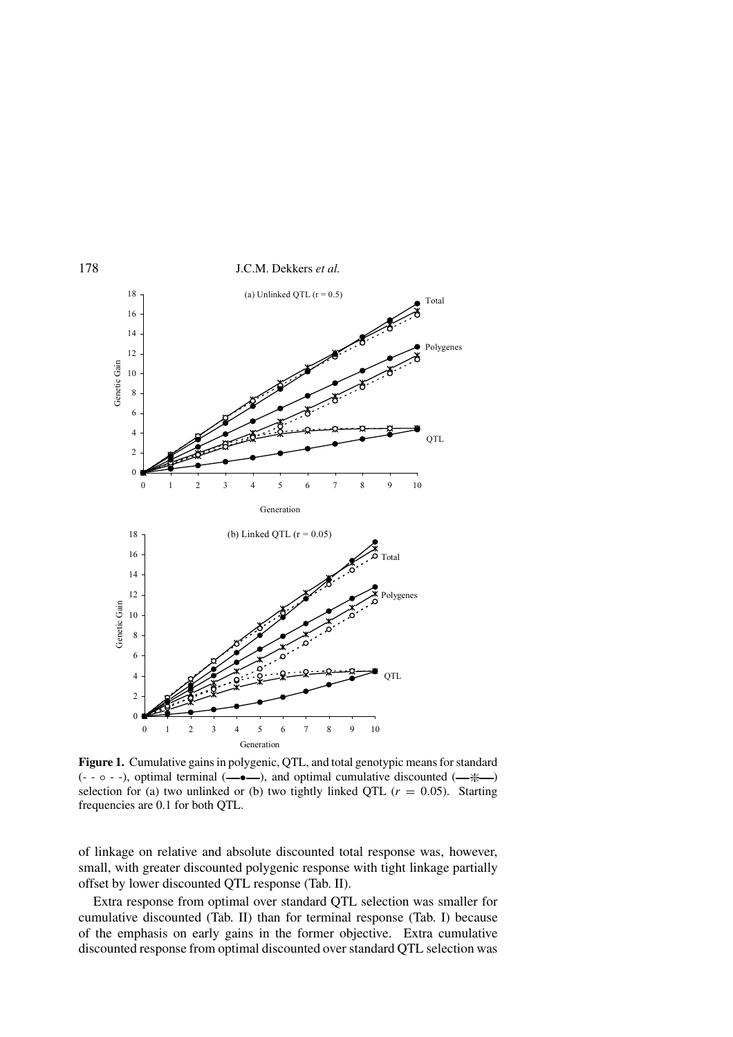**Figure 1.** Cumulative gains in polygenic, QTL, and total genotypic means for standard (- - ○ - -), optimal terminal (—●—), and optimal cumulative discounted (—✳—) selection for (a) two unlinked or (b) two tightly linked QTL ($r = 0.05$). Starting frequencies are 0.1 for both QTL.

of linkage on relative and absolute discounted total response was, however, small, with greater discounted polygenic response with tight linkage partially offset by lower discounted QTL response (Tab. II).

Extra response from optimal over standard QTL selection was smaller for cumulative discounted (Tab. II) than for terminal response (Tab. I) because of the emphasis on early gains in the former objective. Extra cumulative discounted response from optimal discounted over standard QTL selection was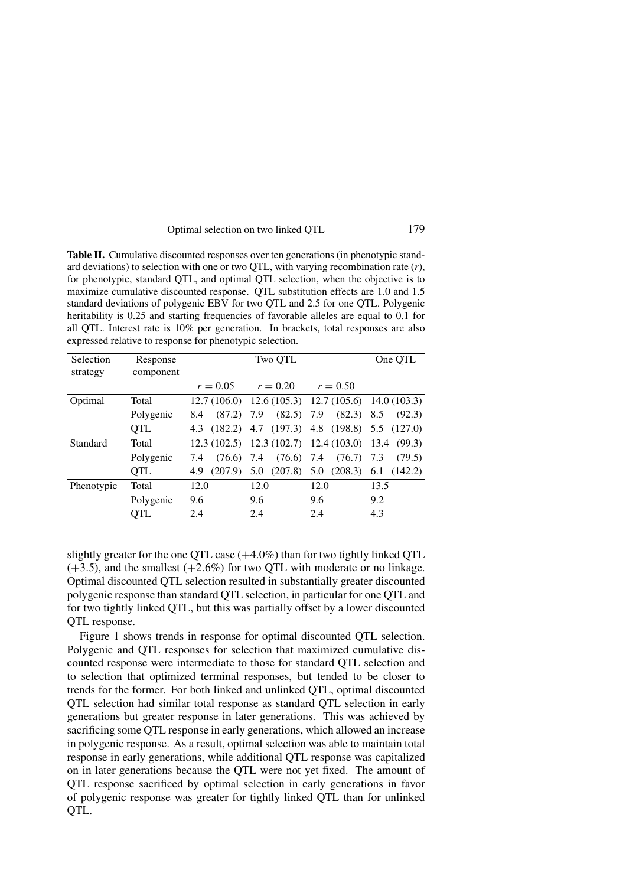**Table II.** Cumulative discounted responses over ten generations (in phenotypic standard deviations) to selection with one or two QTL, with varying recombination rate ($r$), for phenotypic, standard QTL, and optimal QTL selection, when the objective is to maximize cumulative discounted response. QTL substitution effects are 1.0 and 1.5 standard deviations of polygenic EBV for two QTL and 2.5 for one QTL. Polygenic heritability is 0.25 and starting frequencies of favorable alleles are equal to 0.1 for all QTL. Interest rate is 10% per generation. In brackets, total responses are also expressed relative to response for phenotypic selection.

| Selection strategy | Response component | Two QTL | | | One QTL |
|---|---|---|---|---|---|
| | | $r = 0.05$ | $r = 0.20$ | $r = 0.50$ | |
| Optimal | Total | 12.7 (106.0) | 12.6 (105.3) | 12.7 (105.6) | 14.0 (103.3) |
| | Polygenic | 8.4 (87.2) | 7.9 (82.5) | 7.9 (82.3) | 8.5 (92.3) |
| | QTL | 4.3 (182.2) | 4.7 (197.3) | 4.8 (198.8) | 5.5 (127.0) |
| Standard | Total | 12.3 (102.5) | 12.3 (102.7) | 12.4 (103.0) | 13.4 (99.3) |
| | Polygenic | 7.4 (76.6) | 7.4 (76.6) | 7.4 (76.7) | 7.3 (79.5) |
| | QTL | 4.9 (207.9) | 5.0 (207.8) | 5.0 (208.3) | 6.1 (142.2) |
| Phenotypic | Total | 12.0 | 12.0 | 12.0 | 13.5 |
| | Polygenic | 9.6 | 9.6 | 9.6 | 9.2 |
| | QTL | 2.4 | 2.4 | 2.4 | 4.3 |

slightly greater for the one QTL case (+4.0%) than for two tightly linked QTL (+3.5), and the smallest (+2.6%) for two QTL with moderate or no linkage. Optimal discounted QTL selection resulted in substantially greater discounted polygenic response than standard QTL selection, in particular for one QTL and for two tightly linked QTL, but this was partially offset by a lower discounted QTL response.

Figure 1 shows trends in response for optimal discounted QTL selection. Polygenic and QTL responses for selection that maximized cumulative discounted response were intermediate to those for standard QTL selection and to selection that optimized terminal responses, but tended to be closer to trends for the former. For both linked and unlinked QTL, optimal discounted QTL selection had similar total response as standard QTL selection in early generations but greater response in later generations. This was achieved by sacrificing some QTL response in early generations, which allowed an increase in polygenic response. As a result, optimal selection was able to maintain total response in early generations, while additional QTL response was capitalized on in later generations because the QTL were not yet fixed. The amount of QTL response sacrificed by optimal selection in early generations in favor of polygenic response was greater for tightly linked QTL than for unlinked QTL.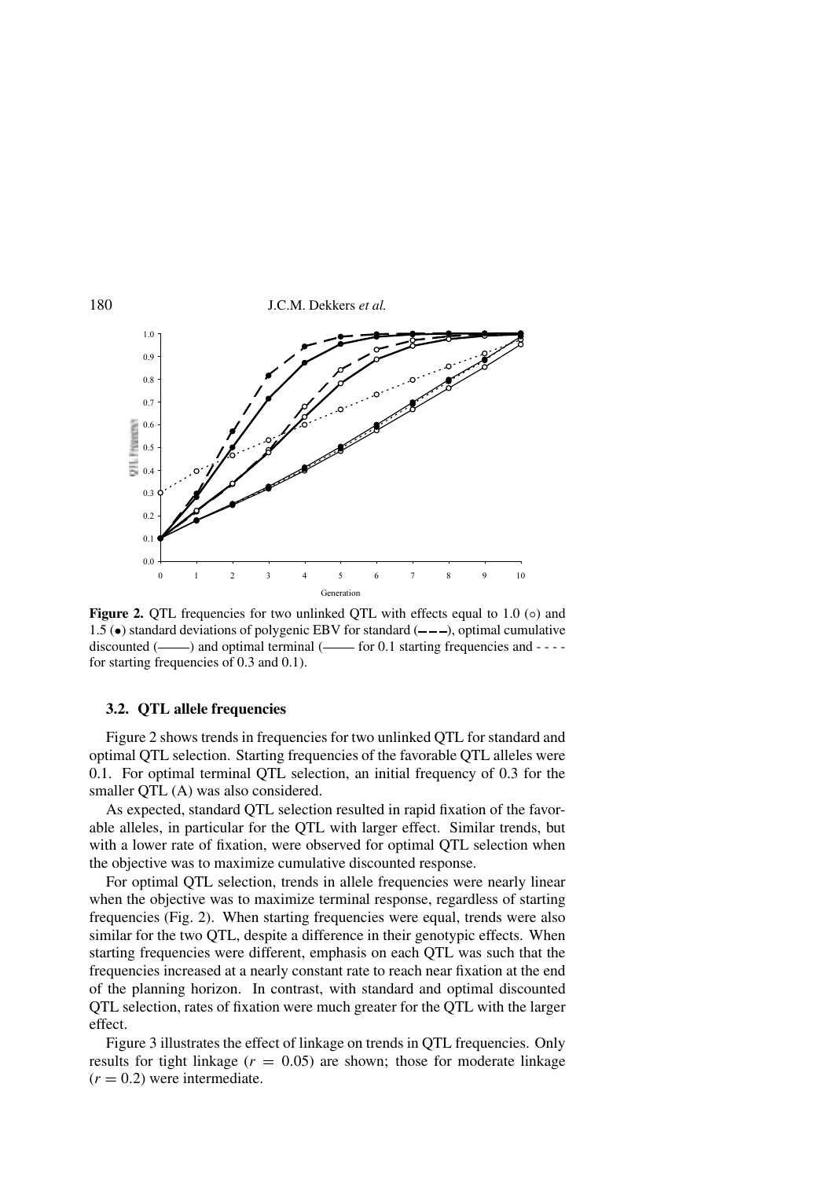**Figure 2.** QTL frequencies for two unlinked QTL with effects equal to 1.0 (○) and 1.5 (●) standard deviations of polygenic EBV for standard (– – –), optimal cumulative discounted (——) and optimal terminal (—— for 0.1 starting frequencies and - - - - for starting frequencies of 0.3 and 0.1).

### 3.2. QTL allele frequencies

Figure 2 shows trends in frequencies for two unlinked QTL for standard and optimal QTL selection. Starting frequencies of the favorable QTL alleles were 0.1. For optimal terminal QTL selection, an initial frequency of 0.3 for the smaller QTL (A) was also considered.

As expected, standard QTL selection resulted in rapid fixation of the favorable alleles, in particular for the QTL with larger effect. Similar trends, but with a lower rate of fixation, were observed for optimal QTL selection when the objective was to maximize cumulative discounted response.

For optimal QTL selection, trends in allele frequencies were nearly linear when the objective was to maximize terminal response, regardless of starting frequencies (Fig. 2). When starting frequencies were equal, trends were also similar for the two QTL, despite a difference in their genotypic effects. When starting frequencies were different, emphasis on each QTL was such that the frequencies increased at a nearly constant rate to reach near fixation at the end of the planning horizon. In contrast, with standard and optimal discounted QTL selection, rates of fixation were much greater for the QTL with the larger effect.

Figure 3 illustrates the effect of linkage on trends in QTL frequencies. Only results for tight linkage ($r = 0.05$) are shown; those for moderate linkage ($r = 0.2$) were intermediate.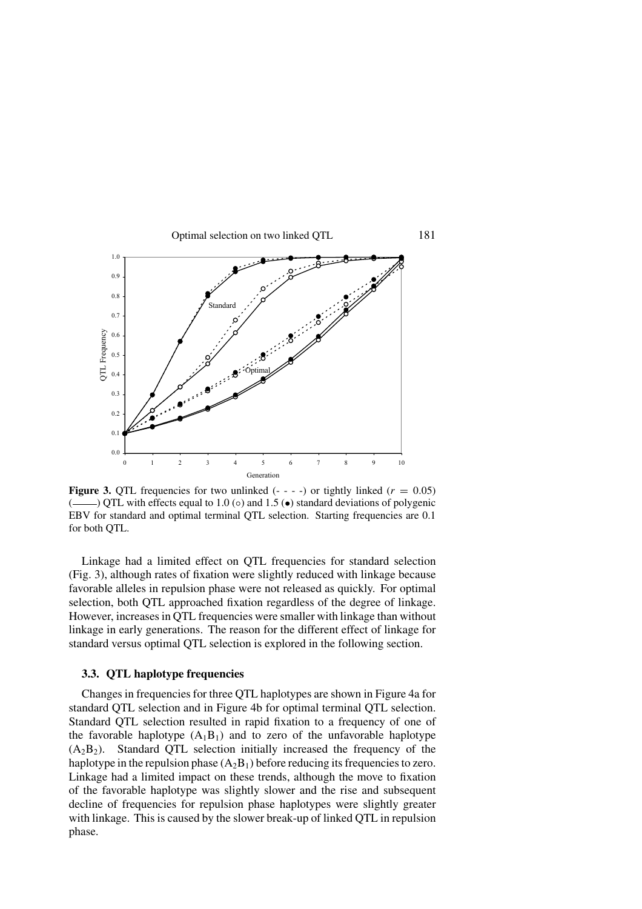**Figure 3.** QTL frequencies for two unlinked (- - - -) or tightly linked ($r = 0.05$) (——) QTL with effects equal to 1.0 (○) and 1.5 (•) standard deviations of polygenic EBV for standard and optimal terminal QTL selection. Starting frequencies are 0.1 for both QTL.

Linkage had a limited effect on QTL frequencies for standard selection (Fig. 3), although rates of fixation were slightly reduced with linkage because favorable alleles in repulsion phase were not released as quickly. For optimal selection, both QTL approached fixation regardless of the degree of linkage. However, increases in QTL frequencies were smaller with linkage than without linkage in early generations. The reason for the different effect of linkage for standard versus optimal QTL selection is explored in the following section.

### 3.3. QTL haplotype frequencies

Changes in frequencies for three QTL haplotypes are shown in Figure 4a for standard QTL selection and in Figure 4b for optimal terminal QTL selection. Standard QTL selection resulted in rapid fixation to a frequency of one of the favorable haplotype ($A_1B_1$) and to zero of the unfavorable haplotype ($A_2B_2$). Standard QTL selection initially increased the frequency of the haplotype in the repulsion phase ($A_2B_1$) before reducing its frequencies to zero. Linkage had a limited impact on these trends, although the move to fixation of the favorable haplotype was slightly slower and the rise and subsequent decline of frequencies for repulsion phase haplotypes were slightly greater with linkage. This is caused by the slower break-up of linked QTL in repulsion phase.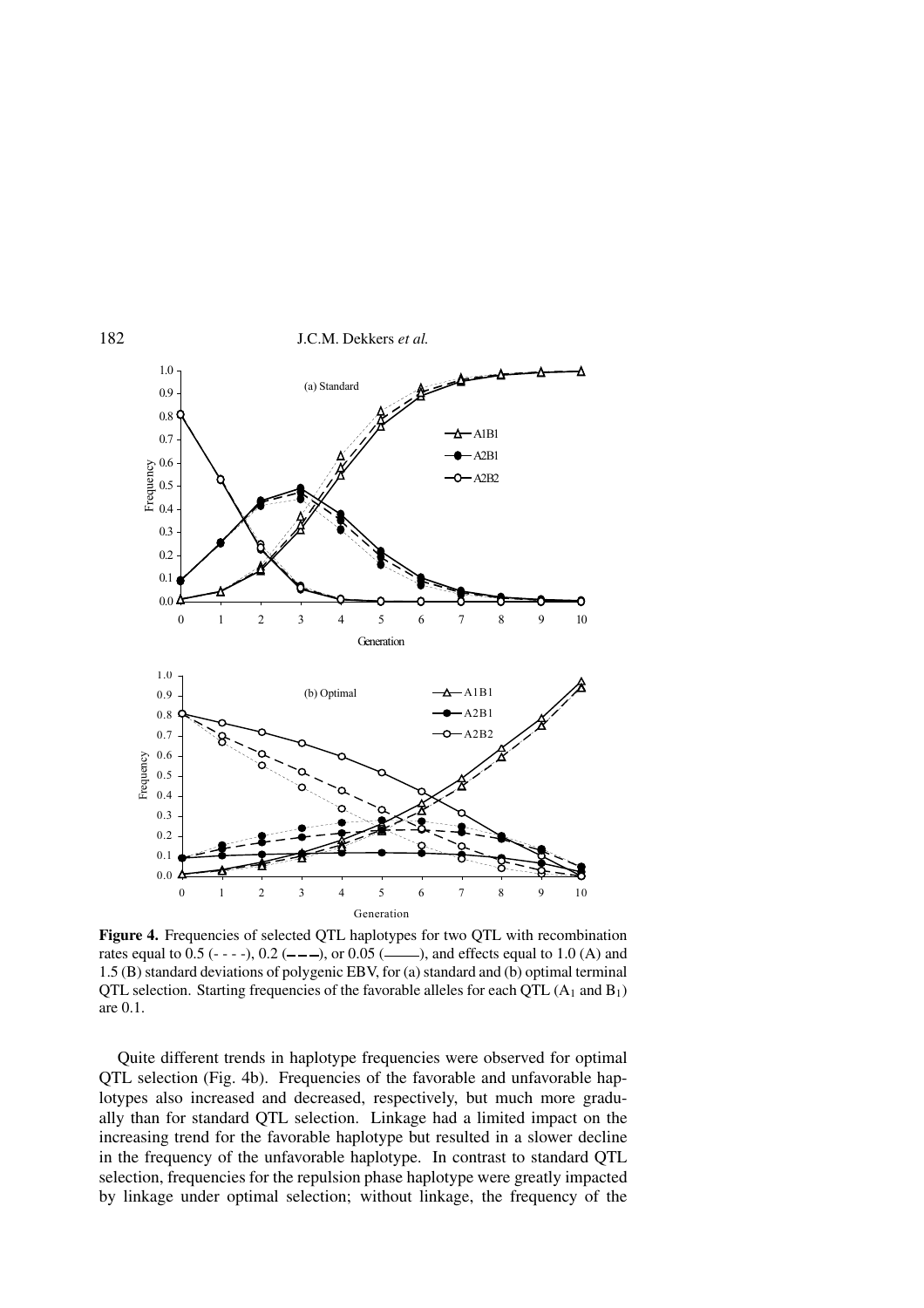**Figure 4.** Frequencies of selected QTL haplotypes for two QTL with recombination rates equal to 0.5 (- - - -), 0.2 (– – –), or 0.05 (———), and effects equal to 1.0 (A) and 1.5 (B) standard deviations of polygenic EBV, for (a) standard and (b) optimal terminal QTL selection. Starting frequencies of the favorable alleles for each QTL ($A_1$ and $B_1$) are 0.1.

Quite different trends in haplotype frequencies were observed for optimal QTL selection (Fig. 4b). Frequencies of the favorable and unfavorable haplotypes also increased and decreased, respectively, but much more gradually than for standard QTL selection. Linkage had a limited impact on the increasing trend for the favorable haplotype but resulted in a slower decline in the frequency of the unfavorable haplotype. In contrast to standard QTL selection, frequencies for the repulsion phase haplotype were greatly impacted by linkage under optimal selection; without linkage, the frequency of the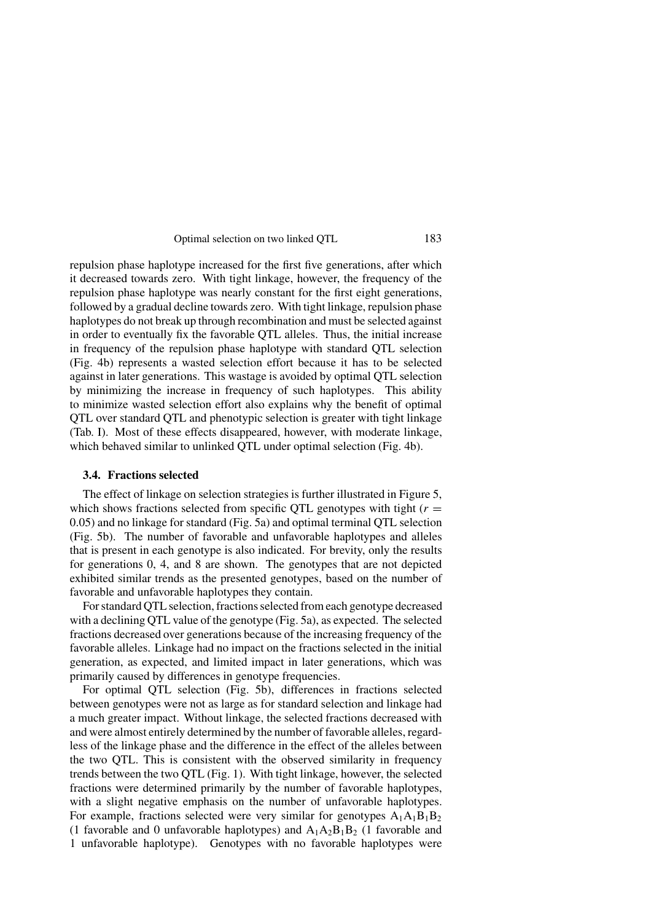repulsion phase haplotype increased for the first five generations, after which it decreased towards zero. With tight linkage, however, the frequency of the repulsion phase haplotype was nearly constant for the first eight generations, followed by a gradual decline towards zero. With tight linkage, repulsion phase haplotypes do not break up through recombination and must be selected against in order to eventually fix the favorable QTL alleles. Thus, the initial increase in frequency of the repulsion phase haplotype with standard QTL selection (Fig. 4b) represents a wasted selection effort because it has to be selected against in later generations. This wastage is avoided by optimal QTL selection by minimizing the increase in frequency of such haplotypes. This ability to minimize wasted selection effort also explains why the benefit of optimal QTL over standard QTL and phenotypic selection is greater with tight linkage (Tab. I). Most of these effects disappeared, however, with moderate linkage, which behaved similar to unlinked QTL under optimal selection (Fig. 4b).

### 3.4. Fractions selected

The effect of linkage on selection strategies is further illustrated in Figure 5, which shows fractions selected from specific QTL genotypes with tight ($r = 0.05$) and no linkage for standard (Fig. 5a) and optimal terminal QTL selection (Fig. 5b). The number of favorable and unfavorable haplotypes and alleles that is present in each genotype is also indicated. For brevity, only the results for generations 0, 4, and 8 are shown. The genotypes that are not depicted exhibited similar trends as the presented genotypes, based on the number of favorable and unfavorable haplotypes they contain.

For standard QTL selection, fractions selected from each genotype decreased with a declining QTL value of the genotype (Fig. 5a), as expected. The selected fractions decreased over generations because of the increasing frequency of the favorable alleles. Linkage had no impact on the fractions selected in the initial generation, as expected, and limited impact in later generations, which was primarily caused by differences in genotype frequencies.

For optimal QTL selection (Fig. 5b), differences in fractions selected between genotypes were not as large as for standard selection and linkage had a much greater impact. Without linkage, the selected fractions decreased with and were almost entirely determined by the number of favorable alleles, regardless of the linkage phase and the difference in the effect of the alleles between the two QTL. This is consistent with the observed similarity in frequency trends between the two QTL (Fig. 1). With tight linkage, however, the selected fractions were determined primarily by the number of favorable haplotypes, with a slight negative emphasis on the number of unfavorable haplotypes. For example, fractions selected were very similar for genotypes $A_1A_1B_1B_2$ (1 favorable and 0 unfavorable haplotypes) and $A_1A_2B_1B_2$ (1 favorable and 1 unfavorable haplotype). Genotypes with no favorable haplotypes were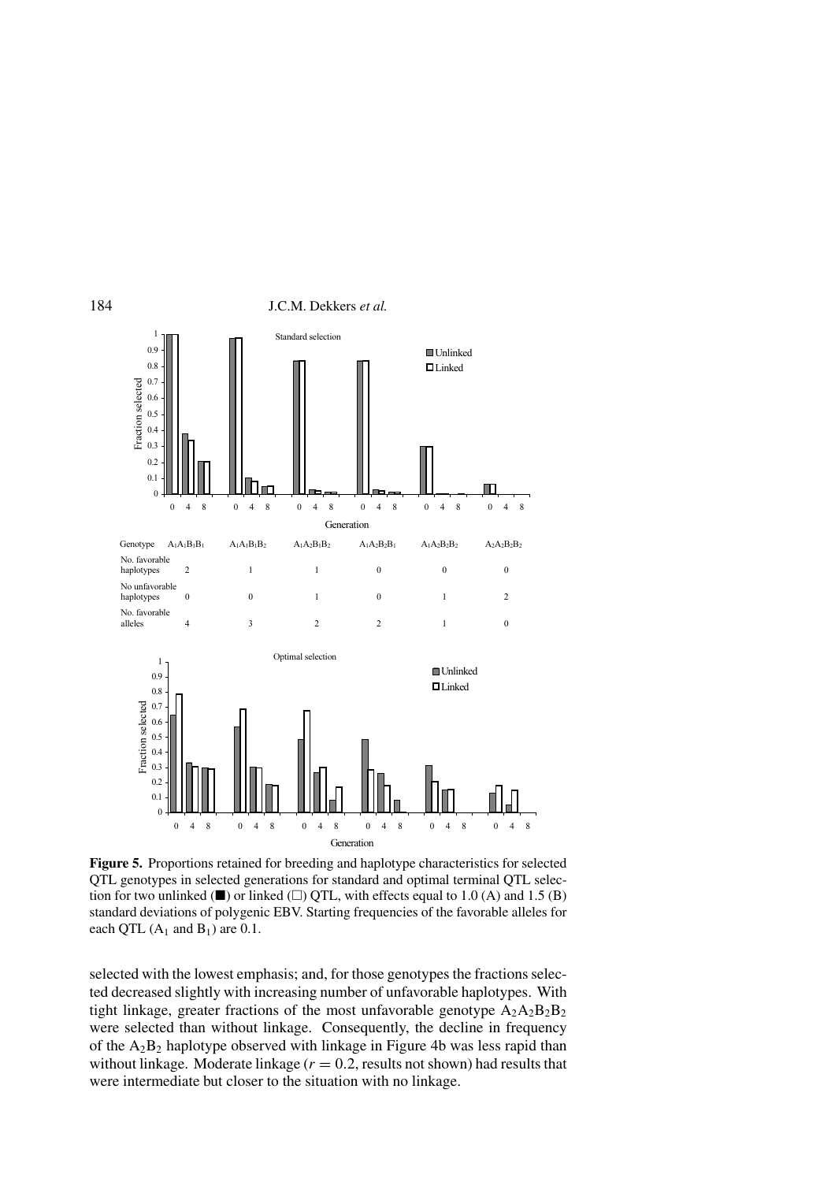| Genotype | $A_1A_1B_1B_1$ | $A_1A_1B_1B_2$ | $A_1A_2B_1B_2$ | $A_1A_2B_2B_1$ | $A_1A_2B_2B_2$ | $A_2A_2B_2B_2$ |
|---|---|---|---|---|---|---|
| No. favorable haplotypes | 2 | 1 | 1 | 0 | 0 | 0 |
| No unfavorable haplotypes | 0 | 0 | 1 | 0 | 1 | 2 |
| No. favorable alleles | 4 | 3 | 2 | 2 | 1 | 0 |

**Figure 5.** Proportions retained for breeding and haplotype characteristics for selected QTL genotypes in selected generations for standard and optimal terminal QTL selection for two unlinked (■) or linked (□) QTL, with effects equal to 1.0 (A) and 1.5 (B) standard deviations of polygenic EBV. Starting frequencies of the favorable alleles for each QTL ($A_1$ and $B_1$) are 0.1.

selected with the lowest emphasis; and, for those genotypes the fractions selected decreased slightly with increasing number of unfavorable haplotypes. With tight linkage, greater fractions of the most unfavorable genotype $A_2A_2B_2B_2$ were selected than without linkage. Consequently, the decline in frequency of the $A_2B_2$ haplotype observed with linkage in Figure 4b was less rapid than without linkage. Moderate linkage ($r = 0.2$, results not shown) had results that were intermediate but closer to the situation with no linkage.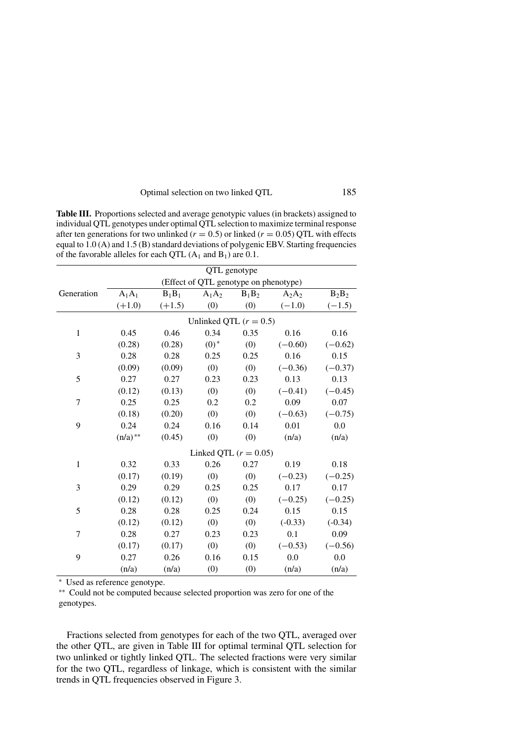**Table III.** Proportions selected and average genotypic values (in brackets) assigned to individual QTL genotypes under optimal QTL selection to maximize terminal response after ten generations for two unlinked ($r = 0.5$) or linked ($r = 0.05$) QTL with effects equal to 1.0 (A) and 1.5 (B) standard deviations of polygenic EBV. Starting frequencies of the favorable alleles for each QTL ($A_1$ and $B_1$) are 0.1.

| Generation | QTL genotype (Effect of QTL genotype on phenotype) | | | | | |
|---|---|---|---|---|---|---|
| | $A_1A_1$ (+1.0) | $B_1B_1$ (+1.5) | $A_1A_2$ (0) | $B_1B_2$ (0) | $A_2A_2$ (−1.0) | $B_2B_2$ (−1.5) |
| **Unlinked QTL ($r = 0.5$)** | | | | | | |
| 1 | 0.45 | 0.46 | 0.34 | 0.35 | 0.16 | 0.16 |
| | (0.28) | (0.28) | (0)* | (0) | (−0.60) | (−0.62) |
| 3 | 0.28 | 0.28 | 0.25 | 0.25 | 0.16 | 0.15 |
| | (0.09) | (0.09) | (0) | (0) | (−0.36) | (−0.37) |
| 5 | 0.27 | 0.27 | 0.23 | 0.23 | 0.13 | 0.13 |
| | (0.12) | (0.13) | (0) | (0) | (−0.41) | (−0.45) |
| 7 | 0.25 | 0.25 | 0.2 | 0.2 | 0.09 | 0.07 |
| | (0.18) | (0.20) | (0) | (0) | (−0.63) | (−0.75) |
| 9 | 0.24 | 0.24 | 0.16 | 0.14 | 0.01 | 0.0 |
| | (n/a)** | (0.45) | (0) | (0) | (n/a) | (n/a) |
| **Linked QTL ($r = 0.05$)** | | | | | | |
| 1 | 0.32 | 0.33 | 0.26 | 0.27 | 0.19 | 0.18 |
| | (0.17) | (0.19) | (0) | (0) | (−0.23) | (−0.25) |
| 3 | 0.29 | 0.29 | 0.25 | 0.25 | 0.17 | 0.17 |
| | (0.12) | (0.12) | (0) | (0) | (−0.25) | (−0.25) |
| 5 | 0.28 | 0.28 | 0.25 | 0.24 | 0.15 | 0.15 |
| | (0.12) | (0.12) | (0) | (0) | (-0.33) | (-0.34) |
| 7 | 0.28 | 0.27 | 0.23 | 0.23 | 0.1 | 0.09 |
| | (0.17) | (0.17) | (0) | (0) | (−0.53) | (−0.56) |
| 9 | 0.27 | 0.26 | 0.16 | 0.15 | 0.0 | 0.0 |
| | (n/a) | (n/a) | (0) | (0) | (n/a) | (n/a) |

\* Used as reference genotype.

\*\* Could not be computed because selected proportion was zero for one of the genotypes.

Fractions selected from genotypes for each of the two QTL, averaged over the other QTL, are given in Table III for optimal terminal QTL selection for two unlinked or tightly linked QTL. The selected fractions were very similar for the two QTL, regardless of linkage, which is consistent with the similar trends in QTL frequencies observed in Figure 3.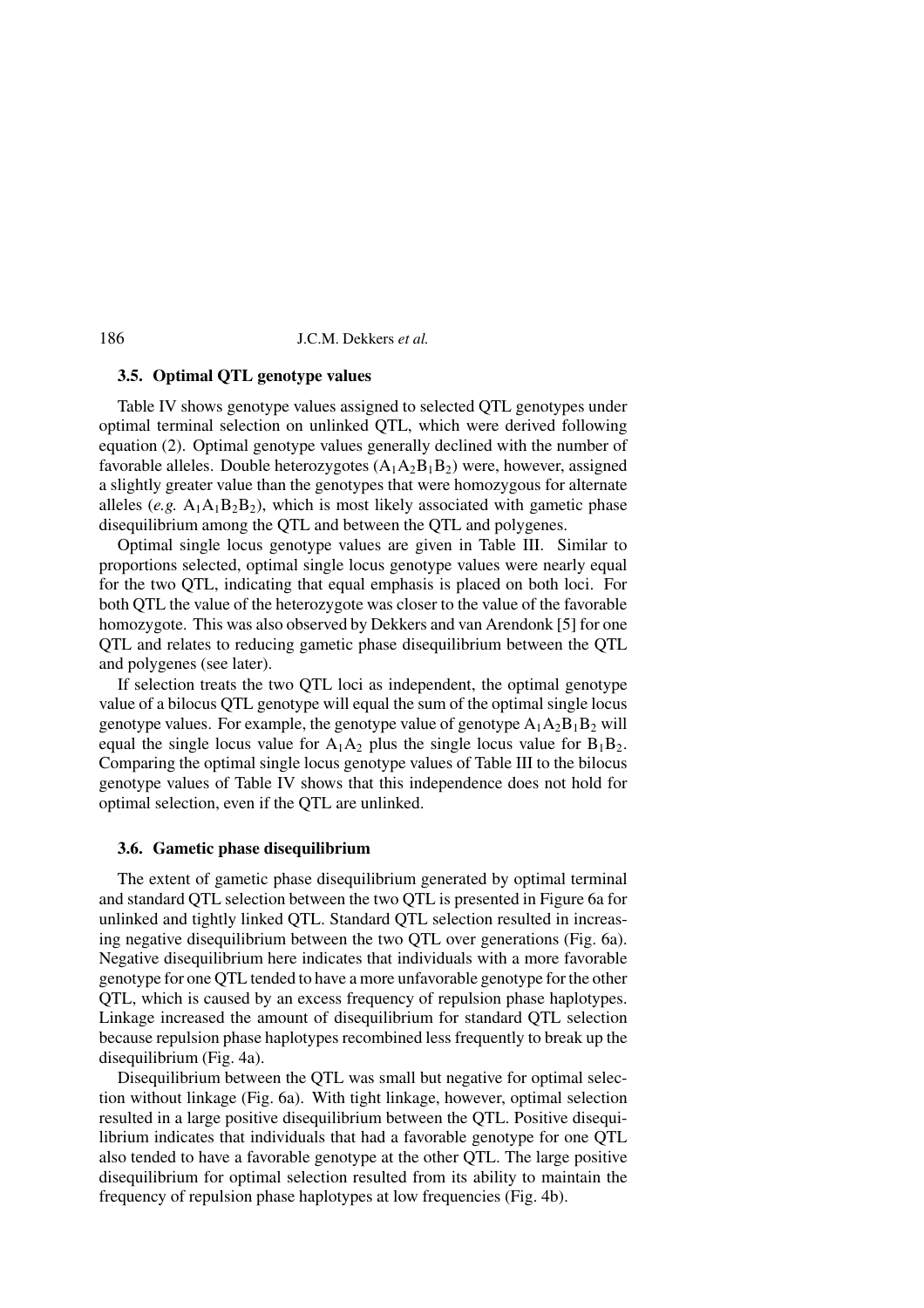### 3.5. Optimal QTL genotype values

Table IV shows genotype values assigned to selected QTL genotypes under optimal terminal selection on unlinked QTL, which were derived following equation (2). Optimal genotype values generally declined with the number of favorable alleles. Double heterozygotes ($A_1A_2B_1B_2$) were, however, assigned a slightly greater value than the genotypes that were homozygous for alternate alleles (*e.g.* $A_1A_1B_2B_2$), which is most likely associated with gametic phase disequilibrium among the QTL and between the QTL and polygenes.

Optimal single locus genotype values are given in Table III. Similar to proportions selected, optimal single locus genotype values were nearly equal for the two QTL, indicating that equal emphasis is placed on both loci. For both QTL the value of the heterozygote was closer to the value of the favorable homozygote. This was also observed by Dekkers and van Arendonk [5] for one QTL and relates to reducing gametic phase disequilibrium between the QTL and polygenes (see later).

If selection treats the two QTL loci as independent, the optimal genotype value of a bilocus QTL genotype will equal the sum of the optimal single locus genotype values. For example, the genotype value of genotype $A_1A_2B_1B_2$ will equal the single locus value for $A_1A_2$ plus the single locus value for $B_1B_2$. Comparing the optimal single locus genotype values of Table III to the bilocus genotype values of Table IV shows that this independence does not hold for optimal selection, even if the QTL are unlinked.

### 3.6. Gametic phase disequilibrium

The extent of gametic phase disequilibrium generated by optimal terminal and standard QTL selection between the two QTL is presented in Figure 6a for unlinked and tightly linked QTL. Standard QTL selection resulted in increasing negative disequilibrium between the two QTL over generations (Fig. 6a). Negative disequilibrium here indicates that individuals with a more favorable genotype for one QTL tended to have a more unfavorable genotype for the other QTL, which is caused by an excess frequency of repulsion phase haplotypes. Linkage increased the amount of disequilibrium for standard QTL selection because repulsion phase haplotypes recombined less frequently to break up the disequilibrium (Fig. 4a).

Disequilibrium between the QTL was small but negative for optimal selection without linkage (Fig. 6a). With tight linkage, however, optimal selection resulted in a large positive disequilibrium between the QTL. Positive disequilibrium indicates that individuals that had a favorable genotype for one QTL also tended to have a favorable genotype at the other QTL. The large positive disequilibrium for optimal selection resulted from its ability to maintain the frequency of repulsion phase haplotypes at low frequencies (Fig. 4b).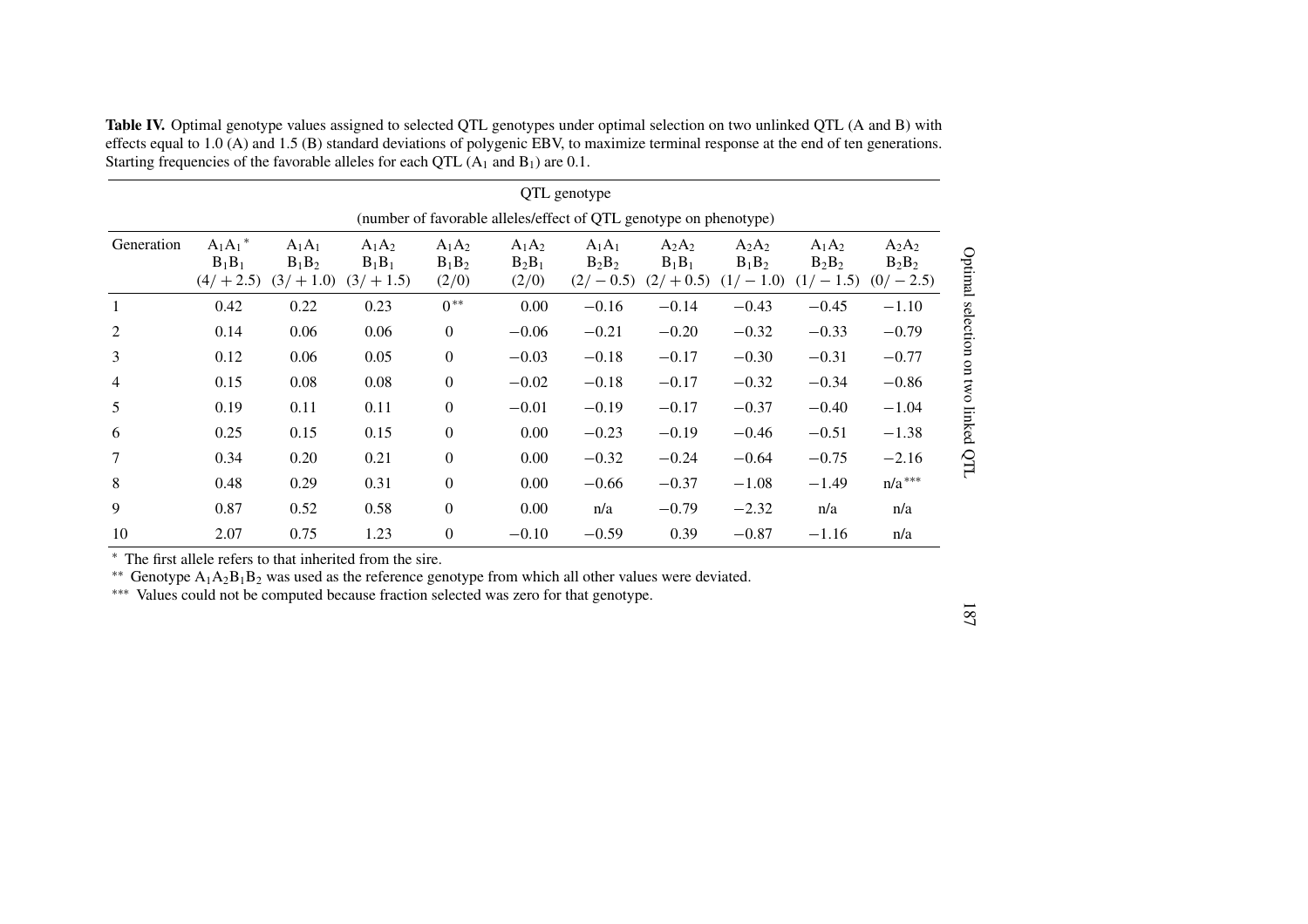**Table IV.** Optimal genotype values assigned to selected QTL genotypes under optimal selection on two unlinked QTL (A and B) with effects equal to 1.0 (A) and 1.5 (B) standard deviations of polygenic EBV, to maximize terminal response at the end of ten generations. Starting frequencies of the favorable alleles for each QTL ($A_1$ and $B_1$) are 0.1.

| | QTL genotype (number of favorable alleles/effect of QTL genotype on phenotype) | | | | | | | | | |
|---|---|---|---|---|---|---|---|---|---|---|
| Generation | $A_1A_1$* $B_1B_1$ (4/ + 2.5) | $A_1A_1$ $B_1B_2$ (3/ + 1.0) | $A_1A_2$ $B_1B_1$ (3/ + 1.5) | $A_1A_2$ $B_1B_2$ (2/0) | $A_1A_2$ $B_2B_1$ (2/0) | $A_1A_1$ $B_2B_2$ (2/ − 0.5) | $A_2A_2$ $B_1B_1$ (2/ + 0.5) | $A_2A_2$ $B_1B_2$ (1/ − 1.0) | $A_1A_2$ $B_2B_2$ (1/ − 1.5) | $A_2A_2$ $B_2B_2$ (0/ − 2.5) |
| 1 | 0.42 | 0.22 | 0.23 | 0** | 0.00 | −0.16 | −0.14 | −0.43 | −0.45 | −1.10 |
| 2 | 0.14 | 0.06 | 0.06 | 0 | −0.06 | −0.21 | −0.20 | −0.32 | −0.33 | −0.79 |
| 3 | 0.12 | 0.06 | 0.05 | 0 | −0.03 | −0.18 | −0.17 | −0.30 | −0.31 | −0.77 |
| 4 | 0.15 | 0.08 | 0.08 | 0 | −0.02 | −0.18 | −0.17 | −0.32 | −0.34 | −0.86 |
| 5 | 0.19 | 0.11 | 0.11 | 0 | −0.01 | −0.19 | −0.17 | −0.37 | −0.40 | −1.04 |
| 6 | 0.25 | 0.15 | 0.15 | 0 | 0.00 | −0.23 | −0.19 | −0.46 | −0.51 | −1.38 |
| 7 | 0.34 | 0.20 | 0.21 | 0 | 0.00 | −0.32 | −0.24 | −0.64 | −0.75 | −2.16 |
| 8 | 0.48 | 0.29 | 0.31 | 0 | 0.00 | −0.66 | −0.37 | −1.08 | −1.49 | n/a*** |
| 9 | 0.87 | 0.52 | 0.58 | 0 | 0.00 | n/a | −0.79 | −2.32 | n/a | n/a |
| 10 | 2.07 | 0.75 | 1.23 | 0 | −0.10 | −0.59 | 0.39 | −0.87 | −1.16 | n/a |

\* The first allele refers to that inherited from the sire.

\*\* Genotype $A_1A_2B_1B_2$ was used as the reference genotype from which all other values were deviated.

\*\*\* Values could not be computed because fraction selected was zero for that genotype.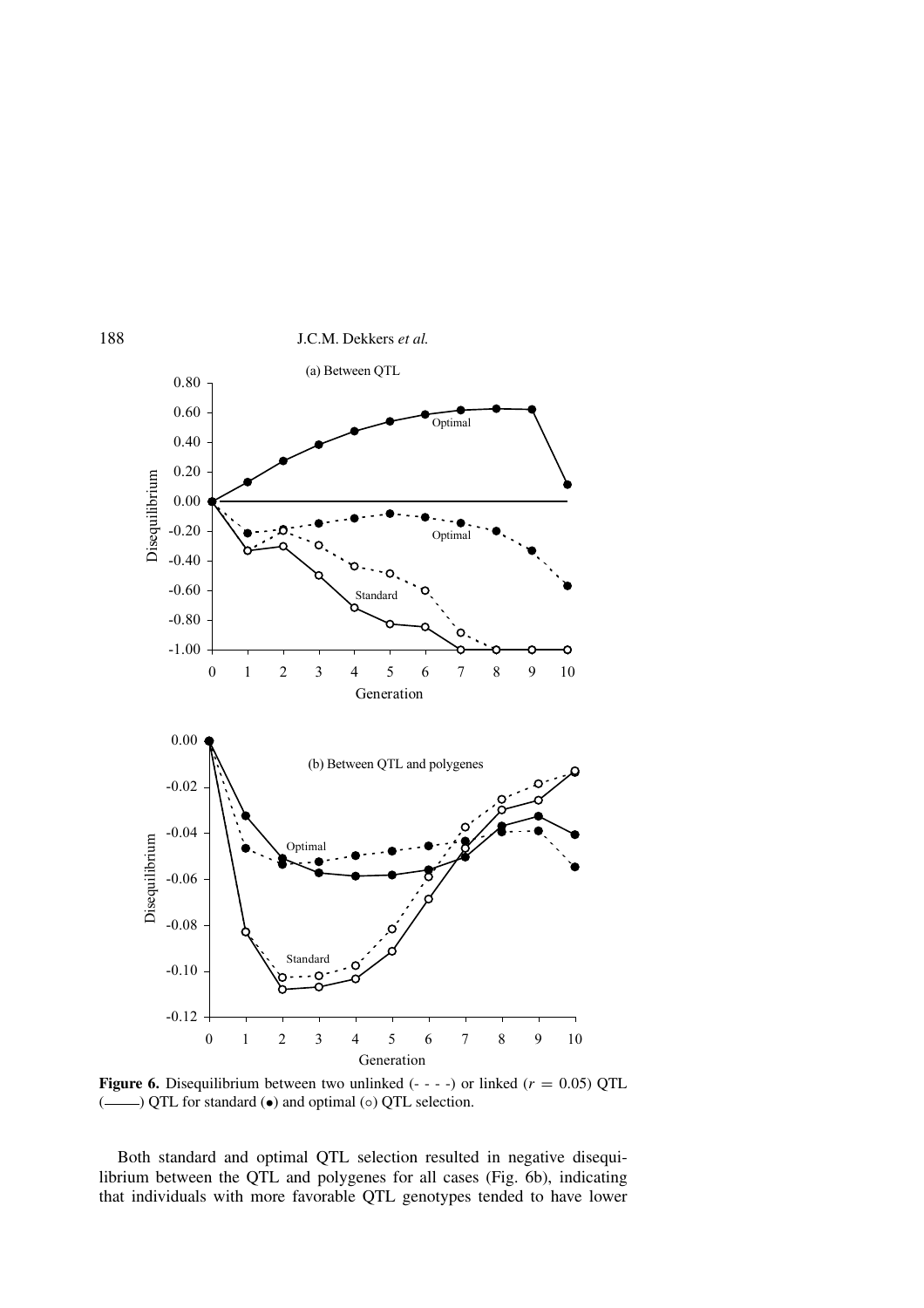**Figure 6.** Disequilibrium between two unlinked (- - - -) or linked ($r = 0.05$) QTL (———) QTL for standard (•) and optimal (○) QTL selection.

Both standard and optimal QTL selection resulted in negative disequilibrium between the QTL and polygenes for all cases (Fig. 6b), indicating that individuals with more favorable QTL genotypes tended to have lower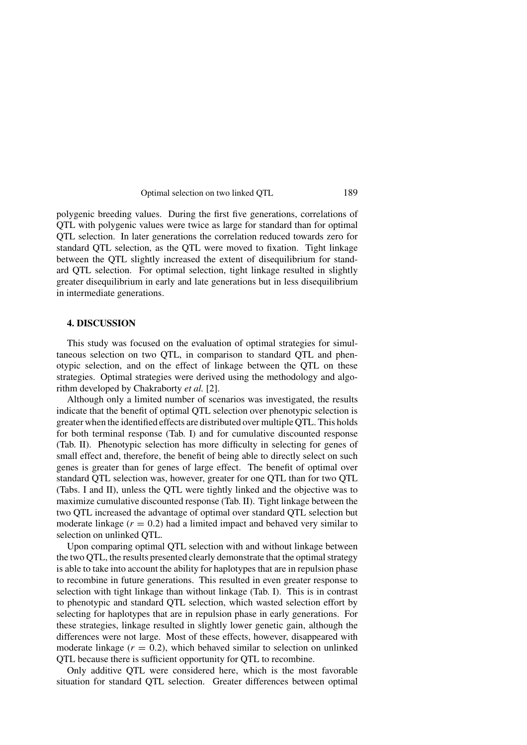polygenic breeding values. During the first five generations, correlations of QTL with polygenic values were twice as large for standard than for optimal QTL selection. In later generations the correlation reduced towards zero for standard QTL selection, as the QTL were moved to fixation. Tight linkage between the QTL slightly increased the extent of disequilibrium for standard QTL selection. For optimal selection, tight linkage resulted in slightly greater disequilibrium in early and late generations but in less disequilibrium in intermediate generations.

## 4. DISCUSSION

This study was focused on the evaluation of optimal strategies for simultaneous selection on two QTL, in comparison to standard QTL and phenotypic selection, and on the effect of linkage between the QTL on these strategies. Optimal strategies were derived using the methodology and algorithm developed by Chakraborty *et al.* [2].

Although only a limited number of scenarios was investigated, the results indicate that the benefit of optimal QTL selection over phenotypic selection is greater when the identified effects are distributed over multiple QTL. This holds for both terminal response (Tab. I) and for cumulative discounted response (Tab. II). Phenotypic selection has more difficulty in selecting for genes of small effect and, therefore, the benefit of being able to directly select on such genes is greater than for genes of large effect. The benefit of optimal over standard QTL selection was, however, greater for one QTL than for two QTL (Tabs. I and II), unless the QTL were tightly linked and the objective was to maximize cumulative discounted response (Tab. II). Tight linkage between the two QTL increased the advantage of optimal over standard QTL selection but moderate linkage ($r = 0.2$) had a limited impact and behaved very similar to selection on unlinked QTL.

Upon comparing optimal QTL selection with and without linkage between the two QTL, the results presented clearly demonstrate that the optimal strategy is able to take into account the ability for haplotypes that are in repulsion phase to recombine in future generations. This resulted in even greater response to selection with tight linkage than without linkage (Tab. I). This is in contrast to phenotypic and standard QTL selection, which wasted selection effort by selecting for haplotypes that are in repulsion phase in early generations. For these strategies, linkage resulted in slightly lower genetic gain, although the differences were not large. Most of these effects, however, disappeared with moderate linkage ($r = 0.2$), which behaved similar to selection on unlinked QTL because there is sufficient opportunity for QTL to recombine.

Only additive QTL were considered here, which is the most favorable situation for standard QTL selection. Greater differences between optimal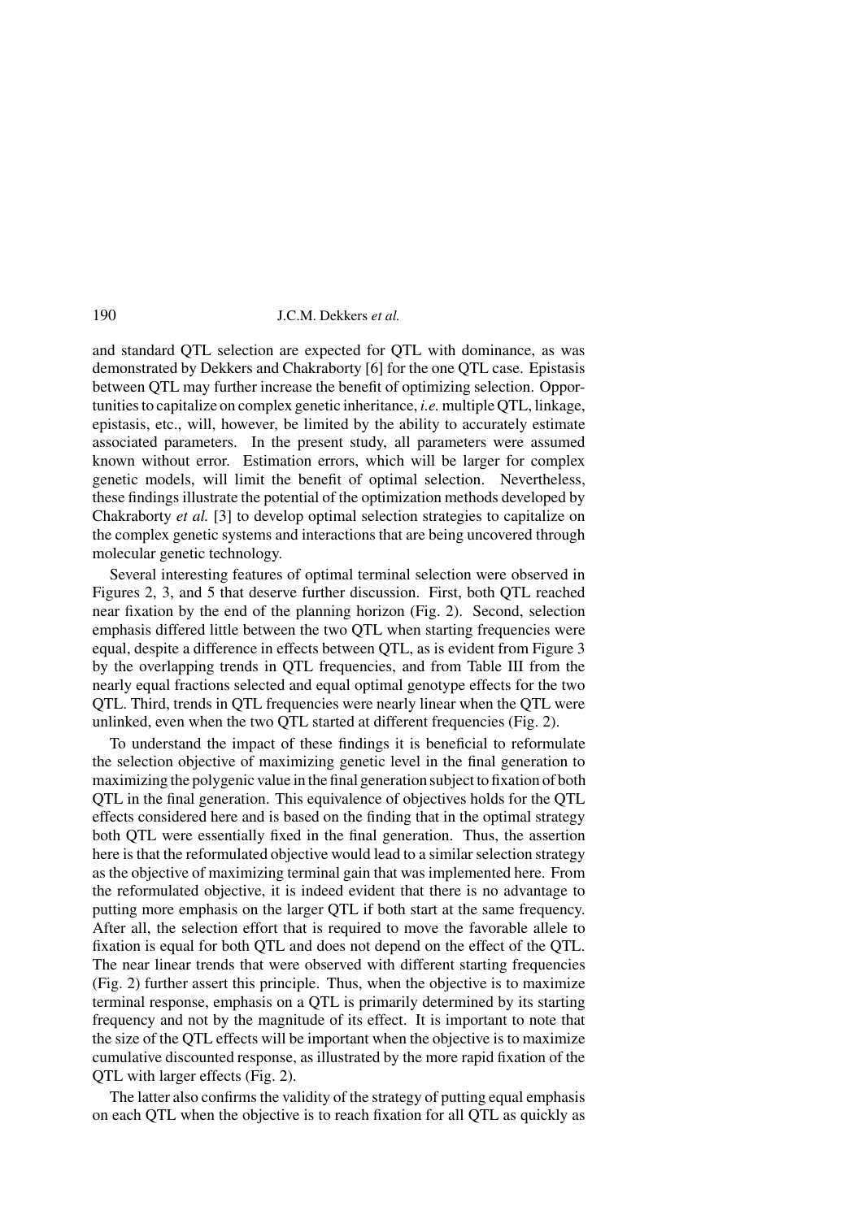and standard QTL selection are expected for QTL with dominance, as was demonstrated by Dekkers and Chakraborty [6] for the one QTL case. Epistasis between QTL may further increase the benefit of optimizing selection. Opportunities to capitalize on complex genetic inheritance, *i.e.* multiple QTL, linkage, epistasis, etc., will, however, be limited by the ability to accurately estimate associated parameters. In the present study, all parameters were assumed known without error. Estimation errors, which will be larger for complex genetic models, will limit the benefit of optimal selection. Nevertheless, these findings illustrate the potential of the optimization methods developed by Chakraborty *et al.* [3] to develop optimal selection strategies to capitalize on the complex genetic systems and interactions that are being uncovered through molecular genetic technology.

Several interesting features of optimal terminal selection were observed in Figures 2, 3, and 5 that deserve further discussion. First, both QTL reached near fixation by the end of the planning horizon (Fig. 2). Second, selection emphasis differed little between the two QTL when starting frequencies were equal, despite a difference in effects between QTL, as is evident from Figure 3 by the overlapping trends in QTL frequencies, and from Table III from the nearly equal fractions selected and equal optimal genotype effects for the two QTL. Third, trends in QTL frequencies were nearly linear when the QTL were unlinked, even when the two QTL started at different frequencies (Fig. 2).

To understand the impact of these findings it is beneficial to reformulate the selection objective of maximizing genetic level in the final generation to maximizing the polygenic value in the final generation subject to fixation of both QTL in the final generation. This equivalence of objectives holds for the QTL effects considered here and is based on the finding that in the optimal strategy both QTL were essentially fixed in the final generation. Thus, the assertion here is that the reformulated objective would lead to a similar selection strategy as the objective of maximizing terminal gain that was implemented here. From the reformulated objective, it is indeed evident that there is no advantage to putting more emphasis on the larger QTL if both start at the same frequency. After all, the selection effort that is required to move the favorable allele to fixation is equal for both QTL and does not depend on the effect of the QTL. The near linear trends that were observed with different starting frequencies (Fig. 2) further assert this principle. Thus, when the objective is to maximize terminal response, emphasis on a QTL is primarily determined by its starting frequency and not by the magnitude of its effect. It is important to note that the size of the QTL effects will be important when the objective is to maximize cumulative discounted response, as illustrated by the more rapid fixation of the QTL with larger effects (Fig. 2).

The latter also confirms the validity of the strategy of putting equal emphasis on each QTL when the objective is to reach fixation for all QTL as quickly as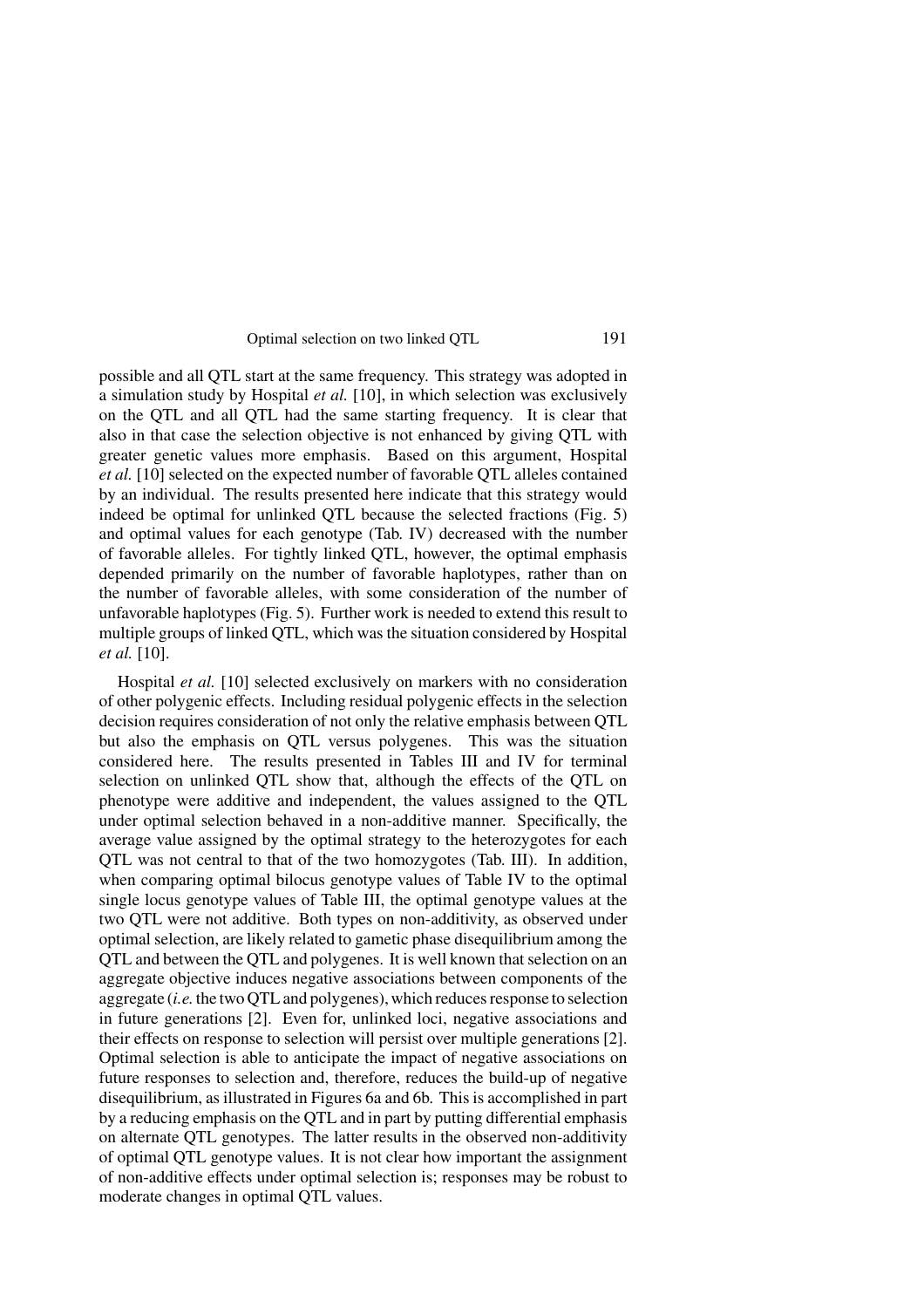possible and all QTL start at the same frequency. This strategy was adopted in a simulation study by Hospital *et al.* [10], in which selection was exclusively on the QTL and all QTL had the same starting frequency. It is clear that also in that case the selection objective is not enhanced by giving QTL with greater genetic values more emphasis. Based on this argument, Hospital *et al.* [10] selected on the expected number of favorable QTL alleles contained by an individual. The results presented here indicate that this strategy would indeed be optimal for unlinked QTL because the selected fractions (Fig. 5) and optimal values for each genotype (Tab. IV) decreased with the number of favorable alleles. For tightly linked QTL, however, the optimal emphasis depended primarily on the number of favorable haplotypes, rather than on the number of favorable alleles, with some consideration of the number of unfavorable haplotypes (Fig. 5). Further work is needed to extend this result to multiple groups of linked QTL, which was the situation considered by Hospital *et al.* [10].

Hospital *et al.* [10] selected exclusively on markers with no consideration of other polygenic effects. Including residual polygenic effects in the selection decision requires consideration of not only the relative emphasis between QTL but also the emphasis on QTL versus polygenes. This was the situation considered here. The results presented in Tables III and IV for terminal selection on unlinked QTL show that, although the effects of the QTL on phenotype were additive and independent, the values assigned to the QTL under optimal selection behaved in a non-additive manner. Specifically, the average value assigned by the optimal strategy to the heterozygotes for each QTL was not central to that of the two homozygotes (Tab. III). In addition, when comparing optimal bilocus genotype values of Table IV to the optimal single locus genotype values of Table III, the optimal genotype values at the two QTL were not additive. Both types on non-additivity, as observed under optimal selection, are likely related to gametic phase disequilibrium among the QTL and between the QTL and polygenes. It is well known that selection on an aggregate objective induces negative associations between components of the aggregate (*i.e.* the two QTL and polygenes), which reduces response to selection in future generations [2]. Even for, unlinked loci, negative associations and their effects on response to selection will persist over multiple generations [2]. Optimal selection is able to anticipate the impact of negative associations on future responses to selection and, therefore, reduces the build-up of negative disequilibrium, as illustrated in Figures 6a and 6b. This is accomplished in part by a reducing emphasis on the QTL and in part by putting differential emphasis on alternate QTL genotypes. The latter results in the observed non-additivity of optimal QTL genotype values. It is not clear how important the assignment of non-additive effects under optimal selection is; responses may be robust to moderate changes in optimal QTL values.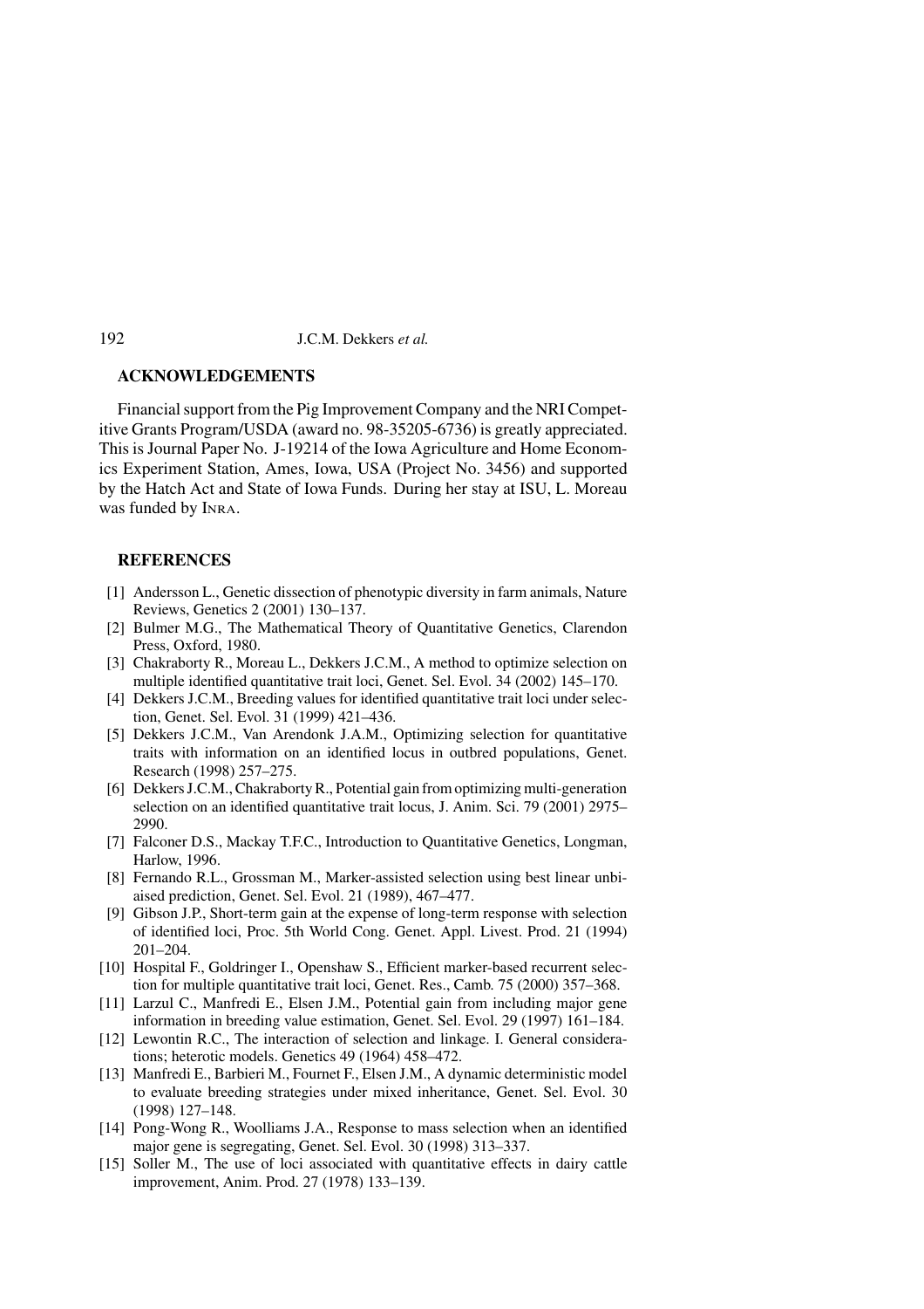## ACKNOWLEDGEMENTS

Financial support from the Pig Improvement Company and the NRI Competitive Grants Program/USDA (award no. 98-35205-6736) is greatly appreciated. This is Journal Paper No. J-19214 of the Iowa Agriculture and Home Economics Experiment Station, Ames, Iowa, USA (Project No. 3456) and supported by the Hatch Act and State of Iowa Funds. During her stay at ISU, L. Moreau was funded by INRA.

## REFERENCES

[1] Andersson L., Genetic dissection of phenotypic diversity in farm animals, Nature Reviews, Genetics 2 (2001) 130–137.

[2] Bulmer M.G., The Mathematical Theory of Quantitative Genetics, Clarendon Press, Oxford, 1980.

[3] Chakraborty R., Moreau L., Dekkers J.C.M., A method to optimize selection on multiple identified quantitative trait loci, Genet. Sel. Evol. 34 (2002) 145–170.

[4] Dekkers J.C.M., Breeding values for identified quantitative trait loci under selection, Genet. Sel. Evol. 31 (1999) 421–436.

[5] Dekkers J.C.M., Van Arendonk J.A.M., Optimizing selection for quantitative traits with information on an identified locus in outbred populations, Genet. Research (1998) 257–275.

[6] Dekkers J.C.M., Chakraborty R., Potential gain from optimizing multi-generation selection on an identified quantitative trait locus, J. Anim. Sci. 79 (2001) 2975–2990.

[7] Falconer D.S., Mackay T.F.C., Introduction to Quantitative Genetics, Longman, Harlow, 1996.

[8] Fernando R.L., Grossman M., Marker-assisted selection using best linear unbiaised prediction, Genet. Sel. Evol. 21 (1989), 467–477.

[9] Gibson J.P., Short-term gain at the expense of long-term response with selection of identified loci, Proc. 5th World Cong. Genet. Appl. Livest. Prod. 21 (1994) 201–204.

[10] Hospital F., Goldringer I., Openshaw S., Efficient marker-based recurrent selection for multiple quantitative trait loci, Genet. Res., Camb. 75 (2000) 357–368.

[11] Larzul C., Manfredi E., Elsen J.M., Potential gain from including major gene information in breeding value estimation, Genet. Sel. Evol. 29 (1997) 161–184.

[12] Lewontin R.C., The interaction of selection and linkage. I. General considerations; heterotic models. Genetics 49 (1964) 458–472.

[13] Manfredi E., Barbieri M., Fournet F., Elsen J.M., A dynamic deterministic model to evaluate breeding strategies under mixed inheritance, Genet. Sel. Evol. 30 (1998) 127–148.

[14] Pong-Wong R., Woolliams J.A., Response to mass selection when an identified major gene is segregating, Genet. Sel. Evol. 30 (1998) 313–337.

[15] Soller M., The use of loci associated with quantitative effects in dairy cattle improvement, Anim. Prod. 27 (1978) 133–139.